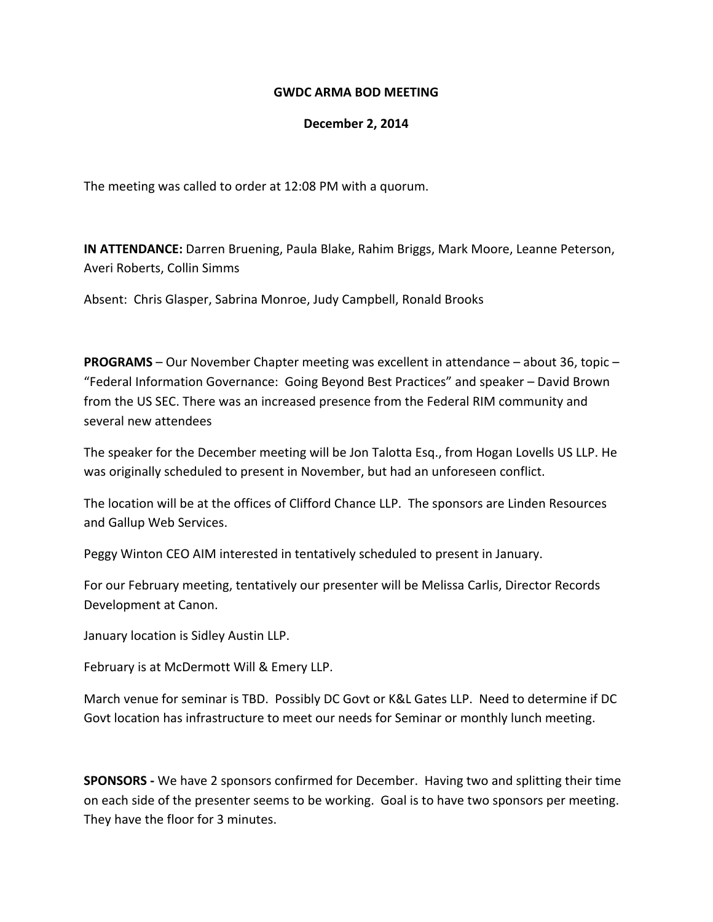**GWDC ARMA BOD MEETING**

**December 2, 2014**

The meeting was called to order at 12:08 PM with a quorum.

**IN ATTENDANCE:** Darren Bruening, Paula Blake, Rahim Briggs, Mark Moore, Leanne Peterson, Averi Roberts, Collin Simms

Absent: Chris Glasper, Sabrina Monroe, Judy Campbell, Ronald Brooks

**PROGRAMS** – Our November Chapter meeting was excellent in attendance – about 36, topic – "Federal Information Governance: Going Beyond Best Practices" and speaker – David Brown from the US SEC. There was an increased presence from the Federal RIM community and several new attendees

The speaker for the December meeting will be Jon Talotta Esq., from Hogan Lovells US LLP. He was originally scheduled to present in November, but had an unforeseen conflict.

The location will be at the offices of Clifford Chance LLP. The sponsors are Linden Resources and Gallup Web Services.

Peggy Winton CEO AIM interested in tentatively scheduled to present in January.

For our February meeting, tentatively our presenter will be Melissa Carlis, Director Records Development at Canon.

January location is Sidley Austin LLP.

February is at McDermott Will & Emery LLP.

March venue for seminar is TBD. Possibly DC Govt or K&L Gates LLP. Need to determine if DC Govt location has infrastructure to meet our needs for Seminar or monthly lunch meeting.

**SPONSORS -** We have 2 sponsors confirmed for December. Having two and splitting their time on each side of the presenter seems to be working. Goal is to have two sponsors per meeting. They have the floor for 3 minutes.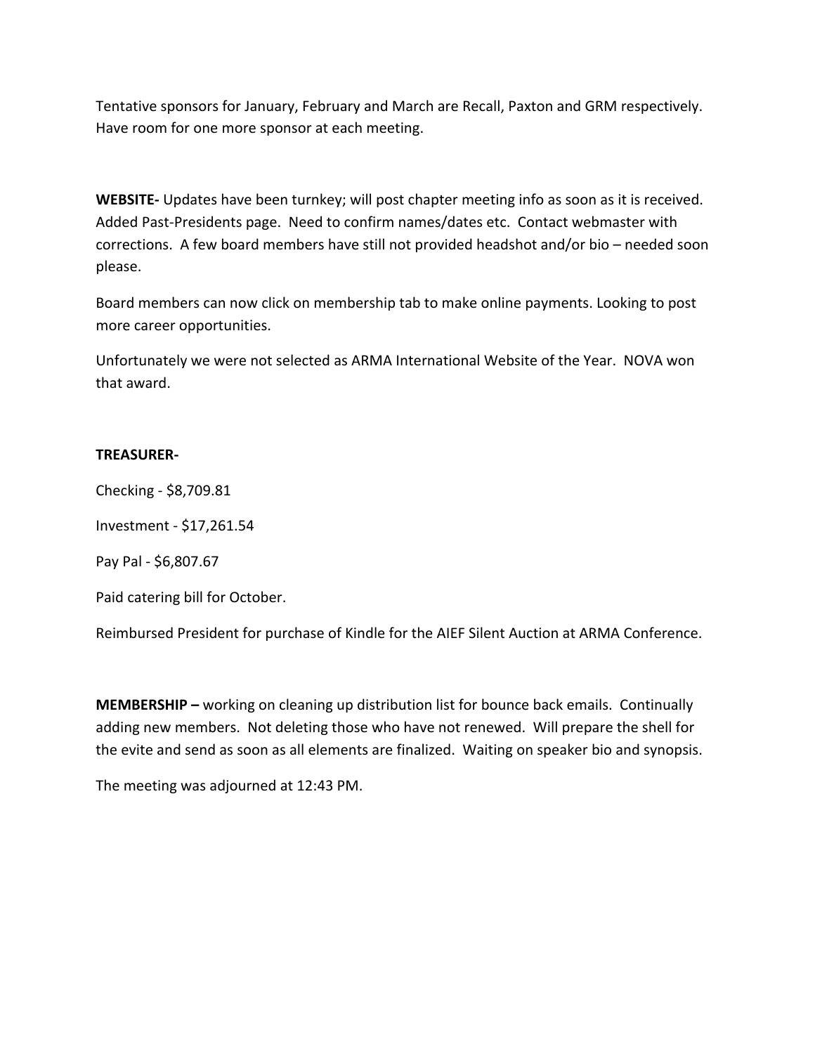Tentative sponsors for January, February and March are Recall, Paxton and GRM respectively. Have room for one more sponsor at each meeting.

**WEBSITE-** Updates have been turnkey; will post chapter meeting info as soon as it is received. Added Past-Presidents page. Need to confirm names/dates etc. Contact webmaster with corrections. A few board members have still not provided headshot and/or bio – needed soon please.

Board members can now click on membership tab to make online payments. Looking to post more career opportunities.

Unfortunately we were not selected as ARMA International Website of the Year. NOVA won that award.

**TREASURER-**

Checking - $8,709.81

Investment - $17,261.54

Pay Pal - $6,807.67

Paid catering bill for October.

Reimbursed President for purchase of Kindle for the AIEF Silent Auction at ARMA Conference.

**MEMBERSHIP –** working on cleaning up distribution list for bounce back emails. Continually adding new members. Not deleting those who have not renewed. Will prepare the shell for the evite and send as soon as all elements are finalized. Waiting on speaker bio and synopsis.

The meeting was adjourned at 12:43 PM.